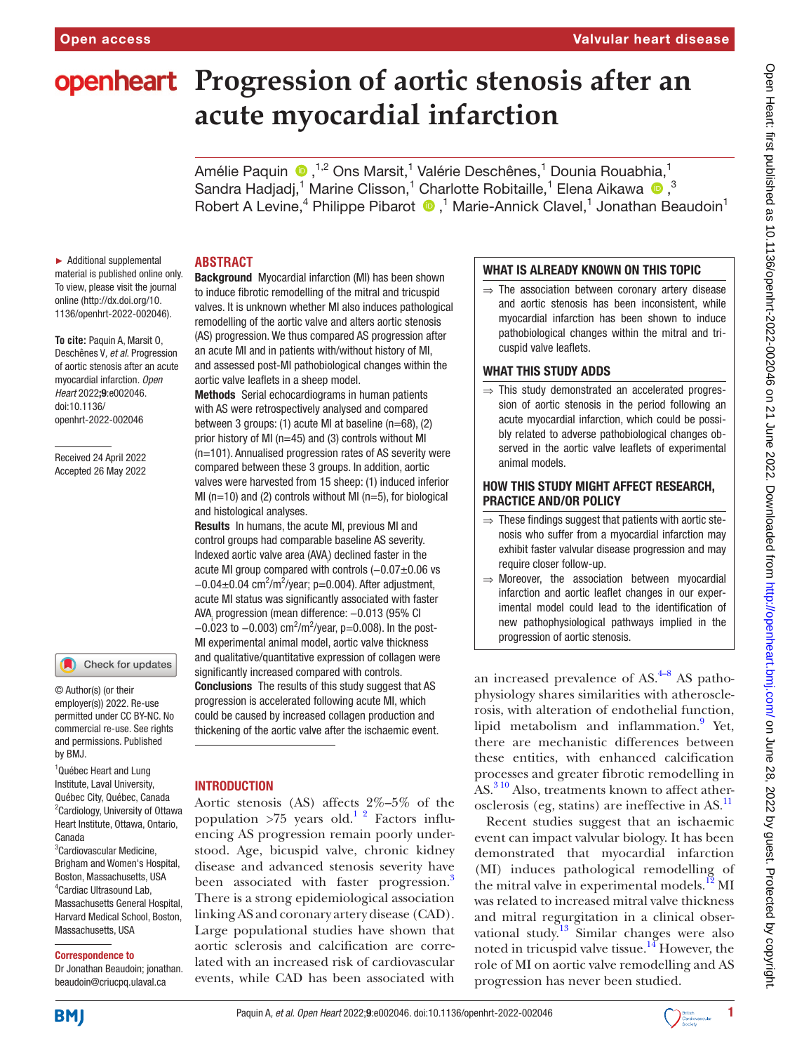# Progression of aortic stenosis after an acute myocardial infarction

Amélie Paquin [1,2], Ons Marsit [1], Valérie Deschênes [1], Dounia Rouabhia [1], Sandra Hadjadj [1], Marine Clisson [1], Charlotte Robitaille [1], Elena Aikawa [3], Robert A Levine [4], Philippe Pibarot [1], Marie-Annick Clavel [1], Jonathan Beaudoin [1]

► Additional supplemental material is published online only. To view, please visit the journal online (http://dx.doi.org/10.1136/openhrt-2022-002046).

**To cite:** Paquin A, Marsit O, Deschênes V, *et al*. Progression of aortic stenosis after an acute myocardial infarction. *Open Heart* 2022;**9**:e002046. doi:10.1136/openhrt-2022-002046

Received 24 April 2022
Accepted 26 May 2022

© Author(s) (or their employer(s)) 2022. Re-use permitted under CC BY-NC. No commercial re-use. See rights and permissions. Published by BMJ.

[1] Québec Heart and Lung Institute, Laval University, Québec City, Québec, Canada
[2] Cardiology, University of Ottawa Heart Institute, Ottawa, Ontario, Canada
[3] Cardiovascular Medicine, Brigham and Women's Hospital, Boston, Massachusetts, USA
[4] Cardiac Ultrasound Lab, Massachusetts General Hospital, Harvard Medical School, Boston, Massachusetts, USA

**Correspondence to**
Dr Jonathan Beaudoin; jonathan.beaudoin@criucpq.ulaval.ca

## ABSTRACT

**Background** Myocardial infarction (MI) has been shown to induce fibrotic remodelling of the mitral and tricuspid valves. It is unknown whether MI also induces pathological remodelling of the aortic valve and alters aortic stenosis (AS) progression. We thus compared AS progression after an acute MI and in patients with/without history of MI, and assessed post-MI pathobiological changes within the aortic valve leaflets in a sheep model.

**Methods** Serial echocardiograms in human patients with AS were retrospectively analysed and compared between 3 groups: (1) acute MI at baseline (n=68), (2) prior history of MI (n=45) and (3) controls without MI (n=101). Annualised progression rates of AS severity were compared between these 3 groups. In addition, aortic valves were harvested from 15 sheep: (1) induced inferior MI (n=10) and (2) controls without MI (n=5), for biological and histological analyses.

**Results** In humans, the acute MI, previous MI and control groups had comparable baseline AS severity. Indexed aortic valve area ($AVA_i$) declined faster in the acute MI group compared with controls (−0.07±0.06 vs −0.04±0.04 $cm^2/m^2$/year; p=0.004). After adjustment, acute MI status was significantly associated with faster $AVA_i$ progression (mean difference: −0.013 (95% CI −0.023 to −0.003) $cm^2/m^2$/year, p=0.008). In the post-MI experimental animal model, aortic valve thickness and qualitative/quantitative expression of collagen were significantly increased compared with controls.

**Conclusions** The results of this study suggest that AS progression is accelerated following acute MI, which could be caused by increased collagen production and thickening of the aortic valve after the ischaemic event.

### WHAT IS ALREADY KNOWN ON THIS TOPIC

⇒ The association between coronary artery disease and aortic stenosis has been inconsistent, while myocardial infarction has been shown to induce pathobiological changes within the mitral and tricuspid valve leaflets.

### WHAT THIS STUDY ADDS

⇒ This study demonstrated an accelerated progression of aortic stenosis in the period following an acute myocardial infarction, which could be possibly related to adverse pathobiological changes observed in the aortic valve leaflets of experimental animal models.

### HOW THIS STUDY MIGHT AFFECT RESEARCH, PRACTICE AND/OR POLICY

⇒ These findings suggest that patients with aortic stenosis who suffer from a myocardial infarction may exhibit faster valvular disease progression and may require closer follow-up.

⇒ Moreover, the association between myocardial infarction and aortic leaflet changes in our experimental model could lead to the identification of new pathophysiological pathways implied in the progression of aortic stenosis.

## INTRODUCTION

Aortic stenosis (AS) affects 2%–5% of the population >75 years old.[1,2] Factors influencing AS progression remain poorly understood. Age, bicuspid valve, chronic kidney disease and advanced stenosis severity have been associated with faster progression.[3] There is a strong epidemiological association linking AS and coronary artery disease (CAD). Large populational studies have shown that aortic sclerosis and calcification are correlated with an increased risk of cardiovascular events, while CAD has been associated with an increased prevalence of AS.[4–8] AS pathophysiology shares similarities with atherosclerosis, with alteration of endothelial function, lipid metabolism and inflammation.[9] Yet, there are mechanistic differences between these entities, with enhanced calcification processes and greater fibrotic remodelling in AS.[3,10] Also, treatments known to affect atherosclerosis (eg, statins) are ineffective in AS.[11]

Recent studies suggest that an ischaemic event can impact valvular biology. It has been demonstrated that myocardial infarction (MI) induces pathological remodelling of the mitral valve in experimental models.[12] MI was related to increased mitral valve thickness and mitral regurgitation in a clinical observational study.[13] Similar changes were also noted in tricuspid valve tissue.[14] However, the role of MI on aortic valve remodelling and AS progression has never been studied.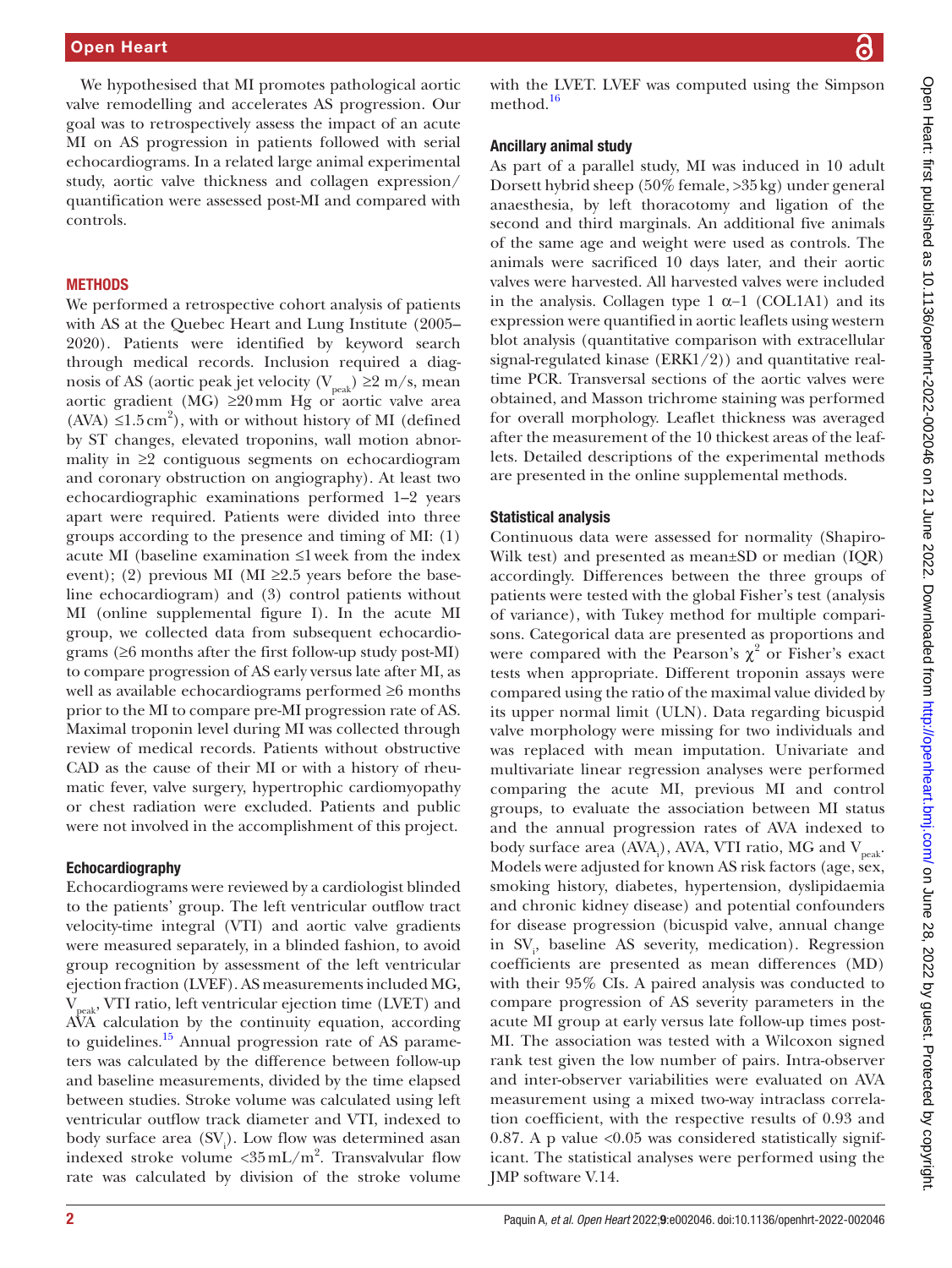We hypothesised that MI promotes pathological aortic valve remodelling and accelerates AS progression. Our goal was to retrospectively assess the impact of an acute MI on AS progression in patients followed with serial echocardiograms. In a related large animal experimental study, aortic valve thickness and collagen expression/quantification were assessed post-MI and compared with controls.

## METHODS

We performed a retrospective cohort analysis of patients with AS at the Quebec Heart and Lung Institute (2005–2020). Patients were identified by keyword search through medical records. Inclusion required a diagnosis of AS (aortic peak jet velocity ($V_{peak}$) ≥2 m/s, mean aortic gradient (MG) ≥20 mm Hg or aortic valve area (AVA) ≤1.5 $cm^2$), with or without history of MI (defined by ST changes, elevated troponins, wall motion abnormality in ≥2 contiguous segments on echocardiogram and coronary obstruction on angiography). At least two echocardiographic examinations performed 1–2 years apart were required. Patients were divided into three groups according to the presence and timing of MI: (1) acute MI (baseline examination ≤1 week from the index event); (2) previous MI (MI ≥2.5 years before the baseline echocardiogram) and (3) control patients without MI (online supplemental figure I). In the acute MI group, we collected data from subsequent echocardiograms (≥6 months after the first follow-up study post-MI) to compare progression of AS early versus late after MI, as well as available echocardiograms performed ≥6 months prior to the MI to compare pre-MI progression rate of AS. Maximal troponin level during MI was collected through review of medical records. Patients without obstructive CAD as the cause of their MI or with a history of rheumatic fever, valve surgery, hypertrophic cardiomyopathy or chest radiation were excluded. Patients and public were not involved in the accomplishment of this project.

### Echocardiography

Echocardiograms were reviewed by a cardiologist blinded to the patients' group. The left ventricular outflow tract velocity-time integral (VTI) and aortic valve gradients were measured separately, in a blinded fashion, to avoid group recognition by assessment of the left ventricular ejection fraction (LVEF). AS measurements included MG, $V_{peak}$, VTI ratio, left ventricular ejection time (LVET) and AVA calculation by the continuity equation, according to guidelines.[15] Annual progression rate of AS parameters was calculated by the difference between follow-up and baseline measurements, divided by the time elapsed between studies. Stroke volume was calculated using left ventricular outflow track diameter and VTI, indexed to body surface area ($SV_i$). Low flow was determined asan indexed stroke volume <35 mL/$m^2$. Transvalvular flow rate was calculated by division of the stroke volume with the LVET. LVEF was computed using the Simpson method.[16]

### Ancillary animal study

As part of a parallel study, MI was induced in 10 adult Dorsett hybrid sheep (50% female, >35 kg) under general anaesthesia, by left thoracotomy and ligation of the second and third marginals. An additional five animals of the same age and weight were used as controls. The animals were sacrificed 10 days later, and their aortic valves were harvested. All harvested valves were included in the analysis. Collagen type 1 α–1 (COL1A1) and its expression were quantified in aortic leaflets using western blot analysis (quantitative comparison with extracellular signal-regulated kinase (ERK1/2)) and quantitative real-time PCR. Transversal sections of the aortic valves were obtained, and Masson trichrome staining was performed for overall morphology. Leaflet thickness was averaged after the measurement of the 10 thickest areas of the leaflets. Detailed descriptions of the experimental methods are presented in the online supplemental methods.

### Statistical analysis

Continuous data were assessed for normality (Shapiro-Wilk test) and presented as mean±SD or median (IQR) accordingly. Differences between the three groups of patients were tested with the global Fisher's test (analysis of variance), with Tukey method for multiple comparisons. Categorical data are presented as proportions and were compared with the Pearson's $\chi^2$ or Fisher's exact tests when appropriate. Different troponin assays were compared using the ratio of the maximal value divided by its upper normal limit (ULN). Data regarding bicuspid valve morphology were missing for two individuals and was replaced with mean imputation. Univariate and multivariate linear regression analyses were performed comparing the acute MI, previous MI and control groups, to evaluate the association between MI status and the annual progression rates of AVA indexed to body surface area ($AVA_i$), AVA, VTI ratio, MG and $V_{peak}$. Models were adjusted for known AS risk factors (age, sex, smoking history, diabetes, hypertension, dyslipidaemia and chronic kidney disease) and potential confounders for disease progression (bicuspid valve, annual change in $SV_i$, baseline AS severity, medication). Regression coefficients are presented as mean differences (MD) with their 95% CIs. A paired analysis was conducted to compare progression of AS severity parameters in the acute MI group at early versus late follow-up times post-MI. The association was tested with a Wilcoxon signed rank test given the low number of pairs. Intra-observer and inter-observer variabilities were evaluated on AVA measurement using a mixed two-way intraclass correlation coefficient, with the respective results of 0.93 and 0.87. A p value <0.05 was considered statistically significant. The statistical analyses were performed using the JMP software V.14.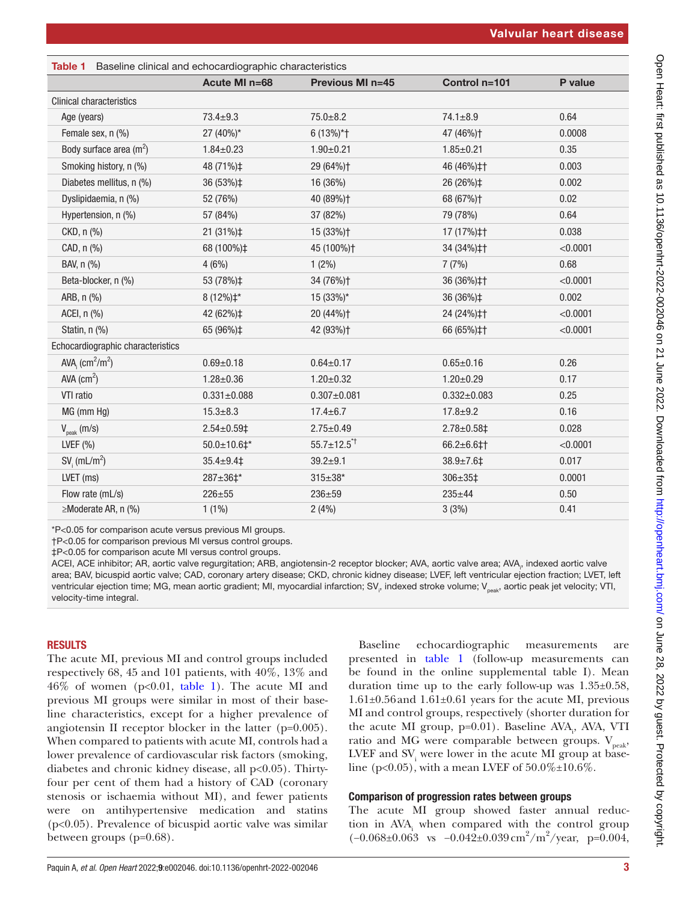**Table 1** Baseline clinical and echocardiographic characteristics

| | Acute MI n=68 | Previous MI n=45 | Control n=101 | P value |
|---|---|---|---|---|
| Clinical characteristics | | | | |
| Age (years) | 73.4±9.3 | 75.0±8.2 | 74.1±8.9 | 0.64 |
| Female sex, n (%) | 27 (40%)* | 6 (13%)*† | 47 (46%)† | 0.0008 |
| Body surface area ($m^2$) | 1.84±0.23 | 1.90±0.21 | 1.85±0.21 | 0.35 |
| Smoking history, n (%) | 48 (71%)‡ | 29 (64%)† | 46 (46%)‡† | 0.003 |
| Diabetes mellitus, n (%) | 36 (53%)‡ | 16 (36%) | 26 (26%)‡ | 0.002 |
| Dyslipidaemia, n (%) | 52 (76%) | 40 (89%)† | 68 (67%)† | 0.02 |
| Hypertension, n (%) | 57 (84%) | 37 (82%) | 79 (78%) | 0.64 |
| CKD, n (%) | 21 (31%)‡ | 15 (33%)† | 17 (17%)‡† | 0.038 |
| CAD, n (%) | 68 (100%)‡ | 45 (100%)† | 34 (34%)‡† | <0.0001 |
| BAV, n (%) | 4 (6%) | 1 (2%) | 7 (7%) | 0.68 |
| Beta-blocker, n (%) | 53 (78%)‡ | 34 (76%)† | 36 (36%)‡† | <0.0001 |
| ARB, n (%) | 8 (12%)‡* | 15 (33%)* | 36 (36%)‡ | 0.002 |
| ACEI, n (%) | 42 (62%)‡ | 20 (44%)† | 24 (24%)‡† | <0.0001 |
| Statin, n (%) | 65 (96%)‡ | 42 (93%)† | 66 (65%)‡† | <0.0001 |
| Echocardiographic characteristics | | | | |
| $AVA_i$ ($cm^2/m^2$) | 0.69±0.18 | 0.64±0.17 | 0.65±0.16 | 0.26 |
| AVA ($cm^2$) | 1.28±0.36 | 1.20±0.32 | 1.20±0.29 | 0.17 |
| VTI ratio | 0.331±0.088 | 0.307±0.081 | 0.332±0.083 | 0.25 |
| MG (mm Hg) | 15.3±8.3 | 17.4±6.7 | 17.8±9.2 | 0.16 |
| $V_{peak}$ (m/s) | 2.54±0.59‡ | 2.75±0.49 | 2.78±0.58‡ | 0.028 |
| LVEF (%) | 50.0±10.6‡* | 55.7±12.5*† | 66.2±6.6‡† | <0.0001 |
| $SV_i$ ($mL/m^2$) | 35.4±9.4‡ | 39.2±9.1 | 38.9±7.6‡ | 0.017 |
| LVET (ms) | 287±36‡* | 315±38* | 306±35‡ | 0.0001 |
| Flow rate (mL/s) | 226±55 | 236±59 | 235±44 | 0.50 |
| ≥Moderate AR, n (%) | 1 (1%) | 2 (4%) | 3 (3%) | 0.41 |

*P<0.05 for comparison acute versus previous MI groups.
†P<0.05 for comparison previous MI versus control groups.
‡P<0.05 for comparison acute MI versus control groups.
ACEI, ACE inhibitor; AR, aortic valve regurgitation; ARB, angiotensin-2 receptor blocker; AVA, aortic valve area; $AVA_i$, indexed aortic valve area; BAV, bicuspid aortic valve; CAD, coronary artery disease; CKD, chronic kidney disease; LVEF, left ventricular ejection fraction; LVET, left ventricular ejection time; MG, mean aortic gradient; MI, myocardial infarction; $SV_i$, indexed stroke volume; $V_{peak}$, aortic peak jet velocity; VTI, velocity-time integral.

## RESULTS

The acute MI, previous MI and control groups included respectively 68, 45 and 101 patients, with 40%, 13% and 46% of women (p<0.01, table 1). The acute MI and previous MI groups were similar in most of their baseline characteristics, except for a higher prevalence of angiotensin II receptor blocker in the latter (p=0.005). When compared to patients with acute MI, controls had a lower prevalence of cardiovascular risk factors (smoking, diabetes and chronic kidney disease, all p<0.05). Thirty-four per cent of them had a history of CAD (coronary stenosis or ischaemia without MI), and fewer patients were on antihypertensive medication and statins (p<0.05). Prevalence of bicuspid aortic valve was similar between groups (p=0.68).

Baseline echocardiographic measurements are presented in table 1 (follow-up measurements can be found in the online supplemental table I). Mean duration time up to the early follow-up was 1.35±0.58, 1.61±0.56 and 1.61±0.61 years for the acute MI, previous MI and control groups, respectively (shorter duration for the acute MI group, p=0.01). Baseline $AVA_i$, AVA, VTI ratio and MG were comparable between groups. $V_{peak}$, LVEF and $SV_i$ were lower in the acute MI group at baseline (p<0.05), with a mean LVEF of 50.0%±10.6%.

### Comparison of progression rates between groups

The acute MI group showed faster annual reduction in $AVA_i$ when compared with the control group (−0.068±0.063 vs −0.042±0.039 $cm^2/m^2$/year, p=0.004,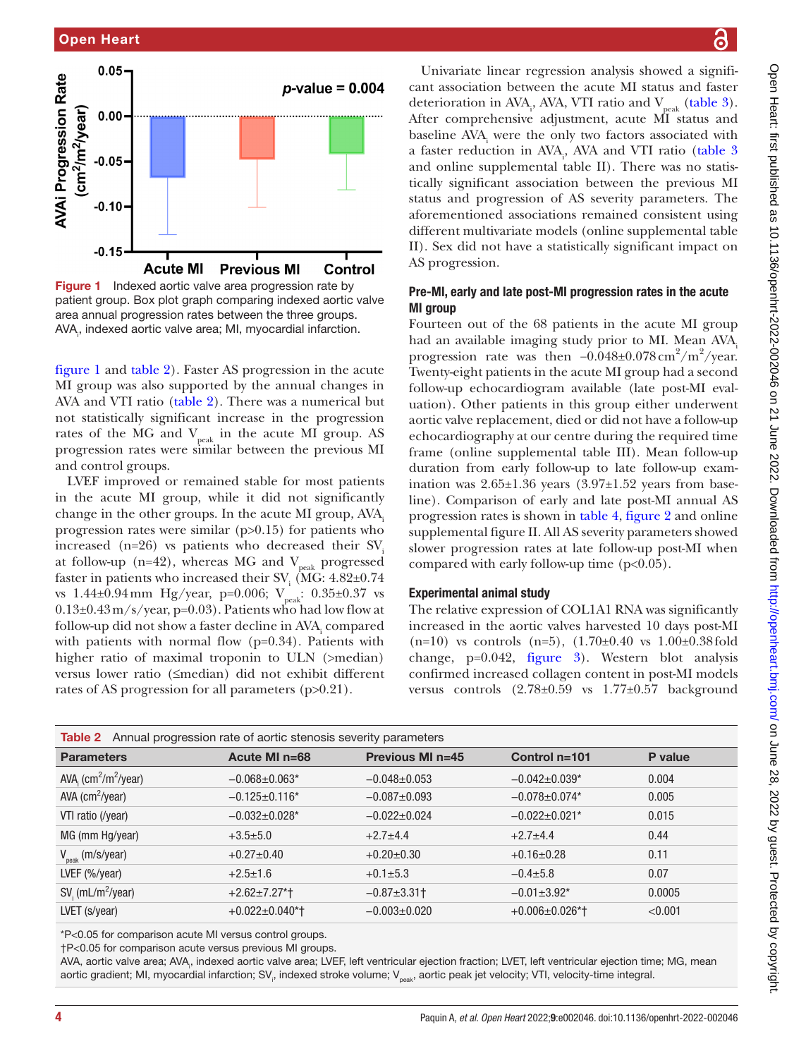Figure 1 Indexed aortic valve area progression rate by patient group. Box plot graph comparing indexed aortic valve area annual progression rates between the three groups. $AVA_i$, indexed aortic valve area; MI, myocardial infarction.

figure 1 and table 2). Faster AS progression in the acute MI group was also supported by the annual changes in AVA and VTI ratio (table 2). There was a numerical but not statistically significant increase in the progression rates of the MG and $V_{peak}$ in the acute MI group. AS progression rates were similar between the previous MI and control groups.

LVEF improved or remained stable for most patients in the acute MI group, while it did not significantly change in the other groups. In the acute MI group, $AVA_i$ progression rates were similar (p>0.15) for patients who increased (n=26) vs patients who decreased their $SV_i$ at follow-up (n=42), whereas MG and $V_{peak}$ progressed faster in patients who increased their $SV_i$ (MG: 4.82±0.74 vs 1.44±0.94 mm Hg/year, p=0.006; $V_{peak}$: 0.35±0.37 vs 0.13±0.43 m/s/year, p=0.03). Patients who had low flow at follow-up did not show a faster decline in $AVA_i$ compared with patients with normal flow (p=0.34). Patients with higher ratio of maximal troponin to ULN (>median) versus lower ratio (≤median) did not exhibit different rates of AS progression for all parameters (p>0.21).

Univariate linear regression analysis showed a significant association between the acute MI status and faster deterioration in $AVA_i$, AVA, VTI ratio and $V_{peak}$ (table 3). After comprehensive adjustment, acute MI status and baseline $AVA_i$ were the only two factors associated with a faster reduction in $AVA_i$, AVA and VTI ratio (table 3 and online supplemental table II). There was no statistically significant association between the previous MI status and progression of AS severity parameters. The aforementioned associations remained consistent using different multivariate models (online supplemental table II). Sex did not have a statistically significant impact on AS progression.

### Pre-MI, early and late post-MI progression rates in the acute MI group

Fourteen out of the 68 patients in the acute MI group had an available imaging study prior to MI. Mean $AVA_i$ progression rate was then $-0.048\pm0.078\,cm^2/m^2$/year. Twenty-eight patients in the acute MI group had a second follow-up echocardiogram available (late post-MI evaluation). Other patients in this group either underwent aortic valve replacement, died or did not have a follow-up echocardiography at our centre during the required time frame (online supplemental table III). Mean follow-up duration from early follow-up to late follow-up examination was 2.65±1.36 years (3.97±1.52 years from baseline). Comparison of early and late post-MI annual AS progression rates is shown in table 4, figure 2 and online supplemental figure II. All AS severity parameters showed slower progression rates at late follow-up post-MI when compared with early follow-up time (p<0.05).

### Experimental animal study

The relative expression of COL1A1 RNA was significantly increased in the aortic valves harvested 10 days post-MI (n=10) vs controls (n=5), (1.70±0.40 vs 1.00±0.38 fold change, p=0.042, figure 3). Western blot analysis confirmed increased collagen content in post-MI models versus controls (2.78±0.59 vs 1.77±0.57 background

**Table 2** Annual progression rate of aortic stenosis severity parameters

| Parameters | Acute MI n=68 | Previous MI n=45 | Control n=101 | P value |
|---|---|---|---|---|
| $AVA_i$ ($cm^2/m^2$/year) | −0.068±0.063* | −0.048±0.053 | −0.042±0.039* | 0.004 |
| AVA ($cm^2$/year) | −0.125±0.116* | −0.087±0.093 | −0.078±0.074* | 0.005 |
| VTI ratio (/year) | −0.032±0.028* | −0.022±0.024 | −0.022±0.021* | 0.015 |
| MG (mm Hg/year) | +3.5±5.0 | +2.7±4.4 | +2.7±4.4 | 0.44 |
| $V_{peak}$ (m/s/year) | +0.27±0.40 | +0.20±0.30 | +0.16±0.28 | 0.11 |
| LVEF (%/year) | +2.5±1.6 | +0.1±5.3 | −0.4±5.8 | 0.07 |
| $SV_i$ (mL/$m^2$/year) | +2.62±7.27*† | −0.87±3.31† | −0.01±3.92* | 0.0005 |
| LVET (s/year) | +0.022±0.040*† | −0.003±0.020 | +0.006±0.026*† | <0.001 |

*P<0.05 for comparison acute MI versus control groups.
†P<0.05 for comparison acute versus previous MI groups.
AVA, aortic valve area; $AVA_i$, indexed aortic valve area; LVEF, left ventricular ejection fraction; LVET, left ventricular ejection time; MG, mean aortic gradient; MI, myocardial infarction; $SV_i$, indexed stroke volume; $V_{peak}$, aortic peak jet velocity; VTI, velocity-time integral.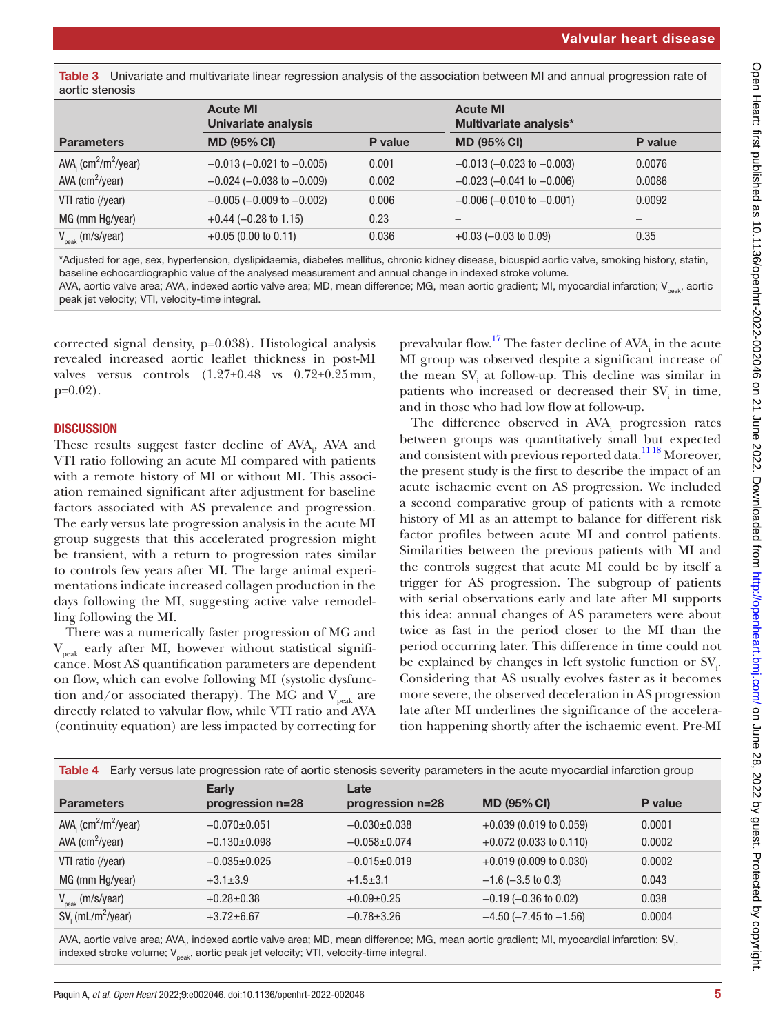Table 3 Univariate and multivariate linear regression analysis of the association between MI and annual progression rate of aortic stenosis

| Parameters | Acute MI Univariate analysis | | Acute MI Multivariate analysis* | |
|---|---|---|---|---|
| | MD (95% CI) | P value | MD (95% CI) | P value |
| $AVA_i$ ($cm^2/m^2$/year) | −0.013 (−0.021 to −0.005) | 0.001 | −0.013 (−0.023 to −0.003) | 0.0076 |
| AVA ($cm^2$/year) | −0.024 (−0.038 to −0.009) | 0.002 | −0.023 (−0.041 to −0.006) | 0.0086 |
| VTI ratio (/year) | −0.005 (−0.009 to −0.002) | 0.006 | −0.006 (−0.010 to −0.001) | 0.0092 |
| MG (mm Hg/year) | +0.44 (−0.28 to 1.15) | 0.23 | – | – |
| $V_{peak}$ (m/s/year) | +0.05 (0.00 to 0.11) | 0.036 | +0.03 (−0.03 to 0.09) | 0.35 |

*Adjusted for age, sex, hypertension, dyslipidaemia, diabetes mellitus, chronic kidney disease, bicuspid aortic valve, smoking history, statin, baseline echocardiographic value of the analysed measurement and annual change in indexed stroke volume.
AVA, aortic valve area; $AVA_i$, indexed aortic valve area; MD, mean difference; MG, mean aortic gradient; MI, myocardial infarction; $V_{peak}$, aortic peak jet velocity; VTI, velocity-time integral.

corrected signal density, p=0.038). Histological analysis revealed increased aortic leaflet thickness in post-MI valves versus controls (1.27±0.48 vs 0.72±0.25 mm, p=0.02).

## DISCUSSION

These results suggest faster decline of $AVA_i$, AVA and VTI ratio following an acute MI compared with patients with a remote history of MI or without MI. This association remained significant after adjustment for baseline factors associated with AS prevalence and progression. The early versus late progression analysis in the acute MI group suggests that this accelerated progression might be transient, with a return to progression rates similar to controls few years after MI. The large animal experimentations indicate increased collagen production in the days following the MI, suggesting active valve remodelling following the MI.

There was a numerically faster progression of MG and $V_{peak}$ early after MI, however without statistical significance. Most AS quantification parameters are dependent on flow, which can evolve following MI (systolic dysfunction and/or associated therapy). The MG and $V_{peak}$ are directly related to valvular flow, while VTI ratio and AVA (continuity equation) are less impacted by correcting for prevalvular flow.[17] The faster decline of $AVA_i$ in the acute MI group was observed despite a significant increase of the mean $SV_i$ at follow-up. This decline was similar in patients who increased or decreased their $SV_i$ in time, and in those who had low flow at follow-up.

The difference observed in $AVA_i$ progression rates between groups was quantitatively small but expected and consistent with previous reported data.[11,18] Moreover, the present study is the first to describe the impact of an acute ischaemic event on AS progression. We included a second comparative group of patients with a remote history of MI as an attempt to balance for different risk factor profiles between acute MI and control patients. Similarities between the previous patients with MI and the controls suggest that acute MI could be by itself a trigger for AS progression. The subgroup of patients with serial observations early and late after MI supports this idea: annual changes of AS parameters were about twice as fast in the period closer to the MI than the period occurring later. This difference in time could not be explained by changes in left systolic function or $SV_i$. Considering that AS usually evolves faster as it becomes more severe, the observed deceleration in AS progression late after MI underlines the significance of the acceleration happening shortly after the ischaemic event. Pre-MI

Table 4 Early versus late progression rate of aortic stenosis severity parameters in the acute myocardial infarction group

| Parameters | Early progression n=28 | Late progression n=28 | MD (95% CI) | P value |
|---|---|---|---|---|
| $AVA_i$ ($cm^2/m^2$/year) | −0.070±0.051 | −0.030±0.038 | +0.039 (0.019 to 0.059) | 0.0001 |
| AVA ($cm^2$/year) | −0.130±0.098 | −0.058±0.074 | +0.072 (0.033 to 0.110) | 0.0002 |
| VTI ratio (/year) | −0.035±0.025 | −0.015±0.019 | +0.019 (0.009 to 0.030) | 0.0002 |
| MG (mm Hg/year) | +3.1±3.9 | +1.5±3.1 | −1.6 (−3.5 to 0.3) | 0.043 |
| $V_{peak}$ (m/s/year) | +0.28±0.38 | +0.09±0.25 | −0.19 (−0.36 to 0.02) | 0.038 |
| $SV_i$ ($mL/m^2$/year) | +3.72±6.67 | −0.78±3.26 | −4.50 (−7.45 to −1.56) | 0.0004 |

AVA, aortic valve area; $AVA_i$, indexed aortic valve area; MD, mean difference; MG, mean aortic gradient; MI, myocardial infarction; $SV_i$, indexed stroke volume; $V_{peak}$, aortic peak jet velocity; VTI, velocity-time integral.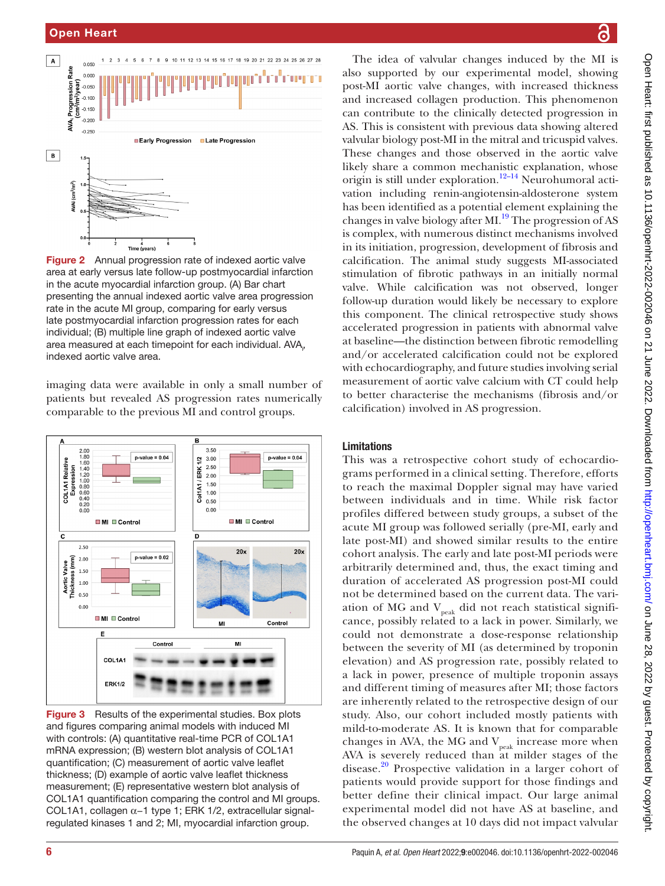Figure 2 Annual progression rate of indexed aortic valve area at early versus late follow-up postmyocardial infarction in the acute myocardial infarction group. (A) Bar chart presenting the annual indexed aortic valve area progression rate in the acute MI group, comparing for early versus late postmyocardial infarction progression rates for each individual; (B) multiple line graph of indexed aortic valve area measured at each timepoint for each individual. $AVA_i$, indexed aortic valve area.

imaging data were available in only a small number of patients but revealed AS progression rates numerically comparable to the previous MI and control groups.

Figure 3 Results of the experimental studies. Box plots and figures comparing animal models with induced MI with controls: (A) quantitative real-time PCR of COL1A1 mRNA expression; (B) western blot analysis of COL1A1 quantification; (C) measurement of aortic valve leaflet thickness; (D) example of aortic valve leaflet thickness measurement; (E) representative western blot analysis of COL1A1 quantification comparing the control and MI groups. COL1A1, collagen α–1 type 1; ERK 1/2, extracellular signal-regulated kinases 1 and 2; MI, myocardial infarction group.

The idea of valvular changes induced by the MI is also supported by our experimental model, showing post-MI aortic valve changes, with increased thickness and increased collagen production. This phenomenon can contribute to the clinically detected progression in AS. This is consistent with previous data showing altered valvular biology post-MI in the mitral and tricuspid valves. These changes and those observed in the aortic valve likely share a common mechanistic explanation, whose origin is still under exploration.[12–14] Neurohumoral activation including renin-angiotensin-aldosterone system has been identified as a potential element explaining the changes in valve biology after MI.[19] The progression of AS is complex, with numerous distinct mechanisms involved in its initiation, progression, development of fibrosis and calcification. The animal study suggests MI-associated stimulation of fibrotic pathways in an initially normal valve. While calcification was not observed, longer follow-up duration would likely be necessary to explore this component. The clinical retrospective study shows accelerated progression in patients with abnormal valve at baseline—the distinction between fibrotic remodelling and/or accelerated calcification could not be explored with echocardiography, and future studies involving serial measurement of aortic valve calcium with CT could help to better characterise the mechanisms (fibrosis and/or calcification) involved in AS progression.

## Limitations

This was a retrospective cohort study of echocardiograms performed in a clinical setting. Therefore, efforts to reach the maximal Doppler signal may have varied between individuals and in time. While risk factor profiles differed between study groups, a subset of the acute MI group was followed serially (pre-MI, early and late post-MI) and showed similar results to the entire cohort analysis. The early and late post-MI periods were arbitrarily determined and, thus, the exact timing and duration of accelerated AS progression post-MI could not be determined based on the current data. The variation of MG and $V_{peak}$ did not reach statistical significance, possibly related to a lack in power. Similarly, we could not demonstrate a dose-response relationship between the severity of MI (as determined by troponin elevation) and AS progression rate, possibly related to a lack in power, presence of multiple troponin assays and different timing of measures after MI; those factors are inherently related to the retrospective design of our study. Also, our cohort included mostly patients with mild-to-moderate AS. It is known that for comparable changes in AVA, the MG and $V_{peak}$ increase more when AVA is severely reduced than at milder stages of the disease.[20] Prospective validation in a larger cohort of patients would provide support for those findings and better define their clinical impact. Our large animal experimental model did not have AS at baseline, and the observed changes at 10 days did not impact valvular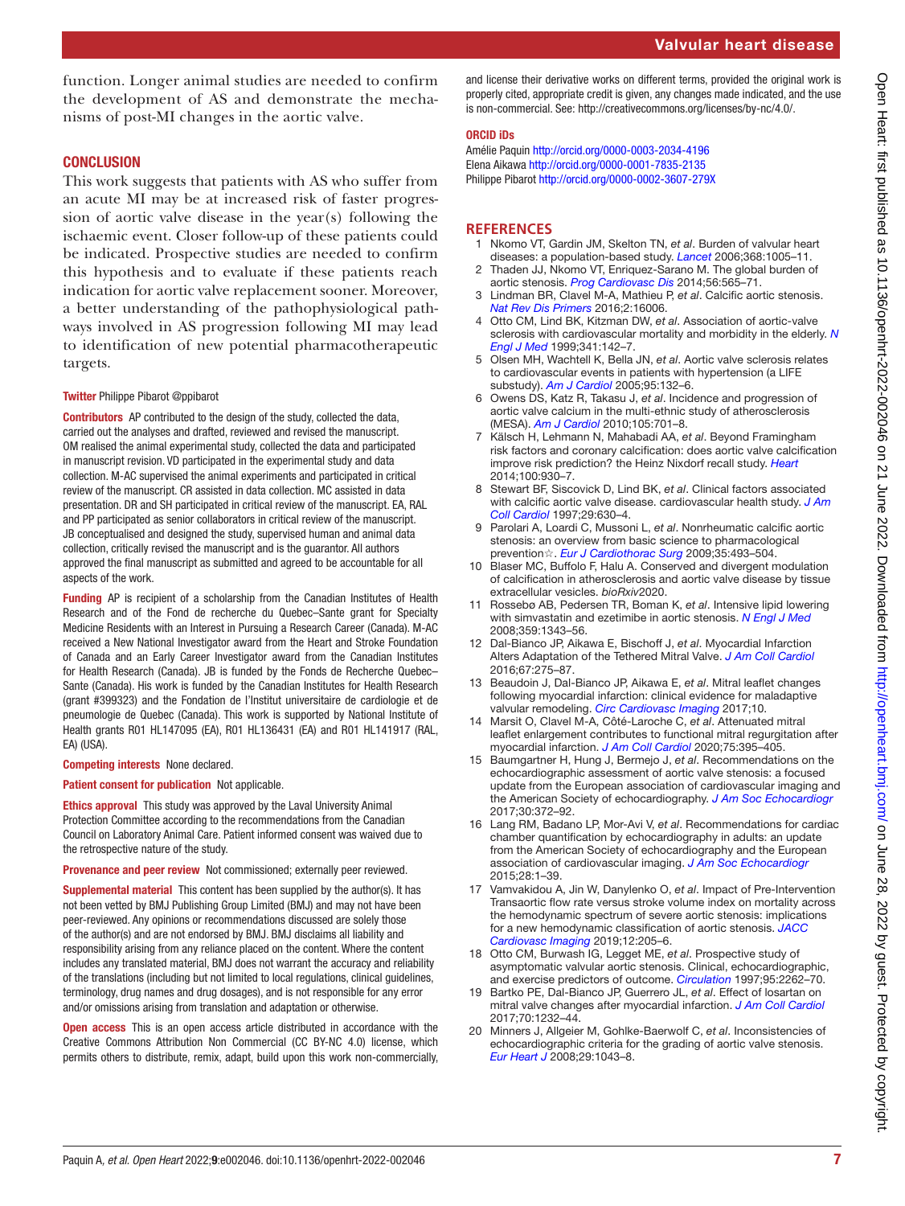function. Longer animal studies are needed to confirm the development of AS and demonstrate the mechanisms of post-MI changes in the aortic valve.

## CONCLUSION

This work suggests that patients with AS who suffer from an acute MI may be at increased risk of faster progression of aortic valve disease in the year(s) following the ischaemic event. Closer follow-up of these patients could be indicated. Prospective studies are needed to confirm this hypothesis and to evaluate if these patients reach indication for aortic valve replacement sooner. Moreover, a better understanding of the pathophysiological pathways involved in AS progression following MI may lead to identification of new potential pharmacotherapeutic targets.

**Twitter** Philippe Pibarot @ppibarot

**Contributors** AP contributed to the design of the study, collected the data, carried out the analyses and drafted, reviewed and revised the manuscript. OM realised the animal experimental study, collected the data and participated in manuscript revision. VD participated in the experimental study and data collection. M-AC supervised the animal experiments and participated in critical review of the manuscript. CR assisted in data collection. MC assisted in data presentation. DR and SH participated in critical review of the manuscript. EA, RAL and PP participated as senior collaborators in critical review of the manuscript. JB conceptualised and designed the study, supervised human and animal data collection, critically revised the manuscript and is the guarantor. All authors approved the final manuscript as submitted and agreed to be accountable for all aspects of the work.

**Funding** AP is recipient of a scholarship from the Canadian Institutes of Health Research and of the Fond de recherche du Quebec–Sante grant for Specialty Medicine Residents with an Interest in Pursuing a Research Career (Canada). M-AC received a New National Investigator award from the Heart and Stroke Foundation of Canada and an Early Career Investigator award from the Canadian Institutes for Health Research (Canada). JB is funded by the Fonds de Recherche Quebec–Sante (Canada). His work is funded by the Canadian Institutes for Health Research (grant #399323) and the Fondation de l'Institut universitaire de cardiologie et de pneumologie de Quebec (Canada). This work is supported by National Institute of Health grants R01 HL147095 (EA), R01 HL136431 (EA) and R01 HL141917 (RAL, EA) (USA).

**Competing interests** None declared.

**Patient consent for publication** Not applicable.

**Ethics approval** This study was approved by the Laval University Animal Protection Committee according to the recommendations from the Canadian Council on Laboratory Animal Care. Patient informed consent was waived due to the retrospective nature of the study.

**Provenance and peer review** Not commissioned; externally peer reviewed.

**Supplemental material** This content has been supplied by the author(s). It has not been vetted by BMJ Publishing Group Limited (BMJ) and may not have been peer-reviewed. Any opinions or recommendations discussed are solely those of the author(s) and are not endorsed by BMJ. BMJ disclaims all liability and responsibility arising from any reliance placed on the content. Where the content includes any translated material, BMJ does not warrant the accuracy and reliability of the translations (including but not limited to local regulations, clinical guidelines, terminology, drug names and drug dosages), and is not responsible for any error and/or omissions arising from translation and adaptation or otherwise.

**Open access** This is an open access article distributed in accordance with the Creative Commons Attribution Non Commercial (CC BY-NC 4.0) license, which permits others to distribute, remix, adapt, build upon this work non-commercially, and license their derivative works on different terms, provided the original work is properly cited, appropriate credit is given, any changes made indicated, and the use is non-commercial. See: http://creativecommons.org/licenses/by-nc/4.0/.

**ORCID iDs**

Amélie Paquin http://orcid.org/0000-0003-2034-4196
Elena Aikawa http://orcid.org/0000-0001-7835-2135
Philippe Pibarot http://orcid.org/0000-0002-3607-279X

## REFERENCES

1. Nkomo VT, Gardin JM, Skelton TN, *et al*. Burden of valvular heart diseases: a population-based study. *Lancet* 2006;368:1005–11.
2. Thaden JJ, Nkomo VT, Enriquez-Sarano M. The global burden of aortic stenosis. *Prog Cardiovasc Dis* 2014;56:565–71.
3. Lindman BR, Clavel M-A, Mathieu P, *et al*. Calcific aortic stenosis. *Nat Rev Dis Primers* 2016;2:16006.
4. Otto CM, Lind BK, Kitzman DW, *et al*. Association of aortic-valve sclerosis with cardiovascular mortality and morbidity in the elderly. *N Engl J Med* 1999;341:142–7.
5. Olsen MH, Wachtell K, Bella JN, *et al*. Aortic valve sclerosis relates to cardiovascular events in patients with hypertension (a LIFE substudy). *Am J Cardiol* 2005;95:132–6.
6. Owens DS, Katz R, Takasu J, *et al*. Incidence and progression of aortic valve calcium in the multi-ethnic study of atherosclerosis (MESA). *Am J Cardiol* 2010;105:701–8.
7. Kälsch H, Lehmann N, Mahabadi AA, *et al*. Beyond Framingham risk factors and coronary calcification: does aortic valve calcification improve risk prediction? the Heinz Nixdorf recall study. *Heart* 2014;100:930–7.
8. Stewart BF, Siscovick D, Lind BK, *et al*. Clinical factors associated with calcific aortic valve disease. cardiovascular health study. *J Am Coll Cardiol* 1997;29:630–4.
9. Parolari A, Loardi C, Mussoni L, *et al*. Nonrheumatic calcific aortic stenosis: an overview from basic science to pharmacological prevention☆. *Eur J Cardiothorac Surg* 2009;35:493–504.
10. Blaser MC, Buffolo F, Halu A. Conserved and divergent modulation of calcification in atherosclerosis and aortic valve disease by tissue extracellular vesicles. *bioRxiv*2020.
11. Rossebø AB, Pedersen TR, Boman K, *et al*. Intensive lipid lowering with simvastatin and ezetimibe in aortic stenosis. *N Engl J Med* 2008;359:1343–56.
12. Dal-Bianco JP, Aikawa E, Bischoff J, *et al*. Myocardial Infarction Alters Adaptation of the Tethered Mitral Valve. *J Am Coll Cardiol* 2016;67:275–87.
13. Beaudoin J, Dal-Bianco JP, Aikawa E, *et al*. Mitral leaflet changes following myocardial infarction: clinical evidence for maladaptive valvular remodeling. *Circ Cardiovasc Imaging* 2017;10.
14. Marsit O, Clavel M-A, Côté-Laroche C, *et al*. Attenuated mitral leaflet enlargement contributes to functional mitral regurgitation after myocardial infarction. *J Am Coll Cardiol* 2020;75:395–405.
15. Baumgartner H, Hung J, Bermejo J, *et al*. Recommendations on the echocardiographic assessment of aortic valve stenosis: a focused update from the European association of cardiovascular imaging and the American Society of echocardiography. *J Am Soc Echocardiogr* 2017;30:372–92.
16. Lang RM, Badano LP, Mor-Avi V, *et al*. Recommendations for cardiac chamber quantification by echocardiography in adults: an update from the American Society of echocardiography and the European association of cardiovascular imaging. *J Am Soc Echocardiogr* 2015;28:1–39.
17. Vamvakidou A, Jin W, Danylenko O, *et al*. Impact of Pre-Intervention Transaortic flow rate versus stroke volume index on mortality across the hemodynamic spectrum of severe aortic stenosis: implications for a new hemodynamic classification of aortic stenosis. *JACC Cardiovasc Imaging* 2019;12:205–6.
18. Otto CM, Burwash IG, Legget ME, *et al*. Prospective study of asymptomatic valvular aortic stenosis. Clinical, echocardiographic, and exercise predictors of outcome. *Circulation* 1997;95:2262–70.
19. Bartko PE, Dal-Bianco JP, Guerrero JL, *et al*. Effect of losartan on mitral valve changes after myocardial infarction. *J Am Coll Cardiol* 2017;70:1232–44.
20. Minners J, Allgeier M, Gohlke-Baerwolf C, *et al*. Inconsistencies of echocardiographic criteria for the grading of aortic valve stenosis. *Eur Heart J* 2008;29:1043–8.